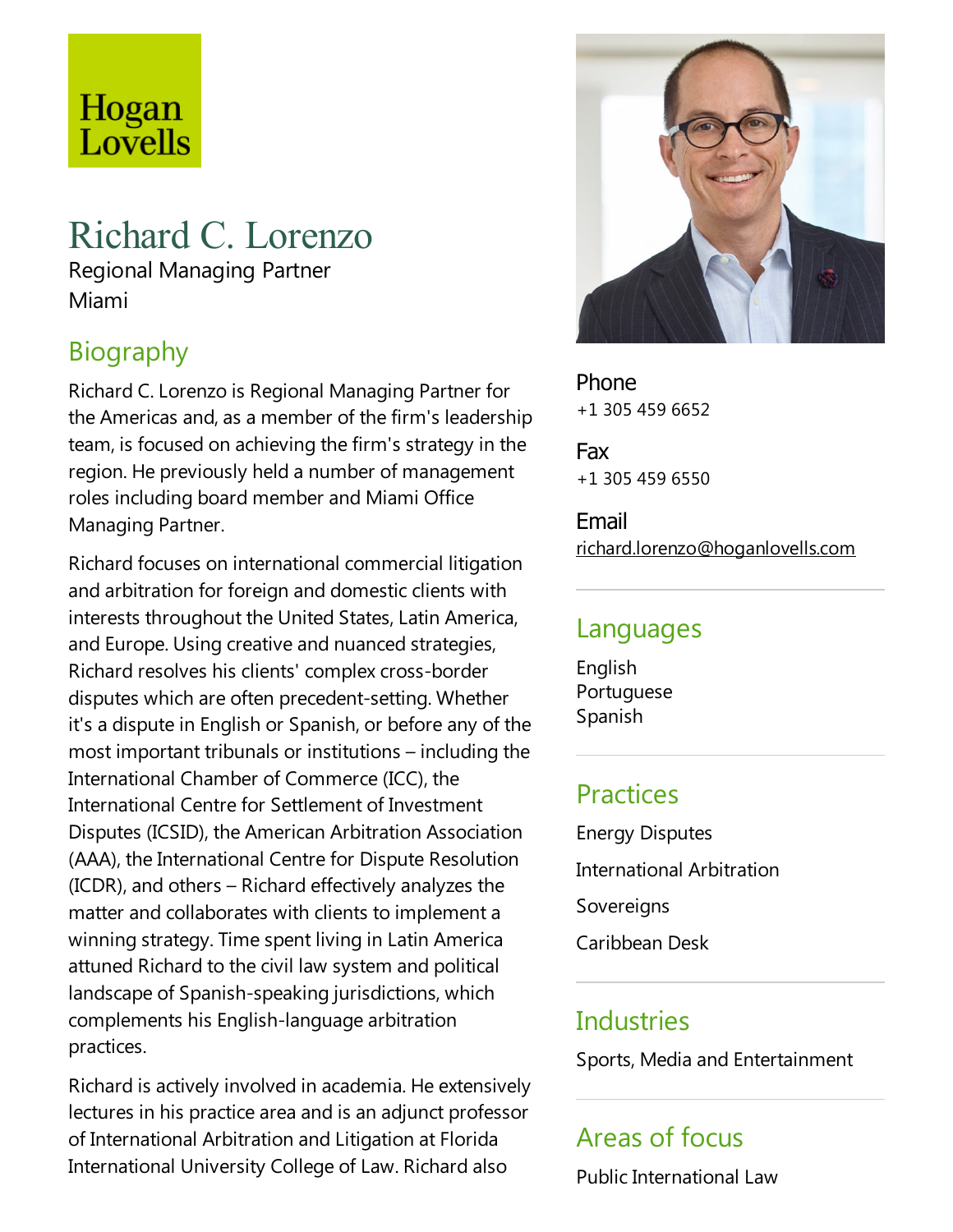Hogan Lovells

# Richard C. Lorenzo

Regional Managing Partner
Miami

## Biography

Richard C. Lorenzo is Regional Managing Partner for the Americas and, as a member of the firm's leadership team, is focused on achieving the firm's strategy in the region. He previously held a number of management roles including board member and Miami Office Managing Partner.

Richard focuses on international commercial litigation and arbitration for foreign and domestic clients with interests throughout the United States, Latin America, and Europe. Using creative and nuanced strategies, Richard resolves his clients' complex cross-border disputes which are often precedent-setting. Whether it's a dispute in English or Spanish, or before any of the most important tribunals or institutions – including the International Chamber of Commerce (ICC), the International Centre for Settlement of Investment Disputes (ICSID), the American Arbitration Association (AAA), the International Centre for Dispute Resolution (ICDR), and others – Richard effectively analyzes the matter and collaborates with clients to implement a winning strategy. Time spent living in Latin America attuned Richard to the civil law system and political landscape of Spanish-speaking jurisdictions, which complements his English-language arbitration practices.

Richard is actively involved in academia. He extensively lectures in his practice area and is an adjunct professor of International Arbitration and Litigation at Florida International University College of Law. Richard also

**Phone**
+1 305 459 6652

**Fax**
+1 305 459 6550

**Email**
richard.lorenzo@hoganlovells.com

## Languages

English
Portuguese
Spanish

## Practices

Energy Disputes

International Arbitration

Sovereigns

Caribbean Desk

## Industries

Sports, Media and Entertainment

## Areas of focus

Public International Law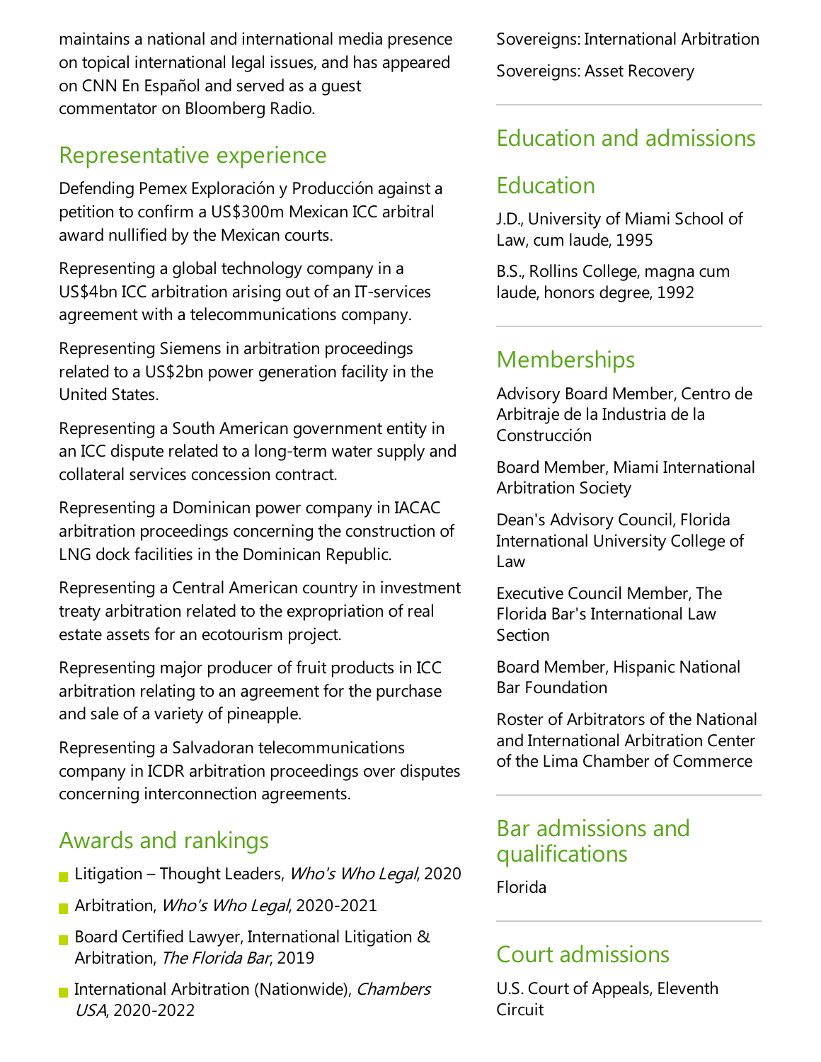maintains a national and international media presence on topical international legal issues, and has appeared on CNN En Español and served as a guest commentator on Bloomberg Radio.

## Representative experience

Defending Pemex Exploración y Producción against a petition to confirm a US$300m Mexican ICC arbitral award nullified by the Mexican courts.

Representing a global technology company in a US$4bn ICC arbitration arising out of an IT-services agreement with a telecommunications company.

Representing Siemens in arbitration proceedings related to a US$2bn power generation facility in the United States.

Representing a South American government entity in an ICC dispute related to a long-term water supply and collateral services concession contract.

Representing a Dominican power company in IACAC arbitration proceedings concerning the construction of LNG dock facilities in the Dominican Republic.

Representing a Central American country in investment treaty arbitration related to the expropriation of real estate assets for an ecotourism project.

Representing major producer of fruit products in ICC arbitration relating to an agreement for the purchase and sale of a variety of pineapple.

Representing a Salvadoran telecommunications company in ICDR arbitration proceedings over disputes concerning interconnection agreements.

## Awards and rankings

- Litigation – Thought Leaders, *Who's Who Legal*, 2020
- Arbitration, *Who's Who Legal*, 2020-2021
- Board Certified Lawyer, International Litigation & Arbitration, *The Florida Bar*, 2019
- International Arbitration (Nationwide), *Chambers USA*, 2020-2022

Sovereigns: International Arbitration

Sovereigns: Asset Recovery

## Education and admissions

## Education

J.D., University of Miami School of Law, cum laude, 1995

B.S., Rollins College, magna cum laude, honors degree, 1992

## Memberships

Advisory Board Member, Centro de Arbitraje de la Industria de la Construcción

Board Member, Miami International Arbitration Society

Dean's Advisory Council, Florida International University College of Law

Executive Council Member, The Florida Bar's International Law Section

Board Member, Hispanic National Bar Foundation

Roster of Arbitrators of the National and International Arbitration Center of the Lima Chamber of Commerce

## Bar admissions and qualifications

Florida

## Court admissions

U.S. Court of Appeals, Eleventh Circuit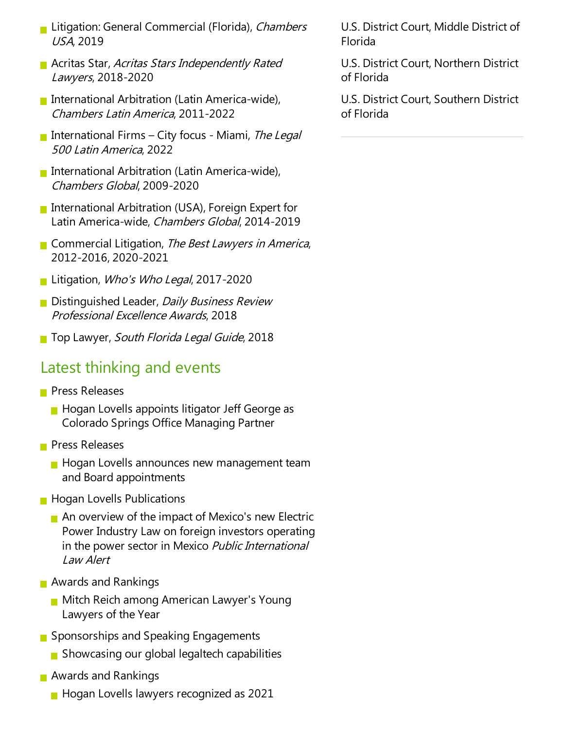- Litigation: General Commercial (Florida), *Chambers USA*, 2019
- Acritas Star, *Acritas Stars Independently Rated Lawyers*, 2018-2020
- International Arbitration (Latin America-wide), *Chambers Latin America*, 2011-2022
- International Firms – City focus - Miami, *The Legal 500 Latin America*, 2022
- International Arbitration (Latin America-wide), *Chambers Global*, 2009-2020
- International Arbitration (USA), Foreign Expert for Latin America-wide, *Chambers Global*, 2014-2019
- Commercial Litigation, *The Best Lawyers in America*, 2012-2016, 2020-2021
- Litigation, *Who's Who Legal*, 2017-2020
- Distinguished Leader, *Daily Business Review Professional Excellence Awards*, 2018
- Top Lawyer, *South Florida Legal Guide*, 2018

## Latest thinking and events

- Press Releases
  - Hogan Lovells appoints litigator Jeff George as Colorado Springs Office Managing Partner
- Press Releases
  - Hogan Lovells announces new management team and Board appointments
- Hogan Lovells Publications
  - An overview of the impact of Mexico's new Electric Power Industry Law on foreign investors operating in the power sector in Mexico *Public International Law Alert*
- Awards and Rankings
  - Mitch Reich among American Lawyer's Young Lawyers of the Year
- Sponsorships and Speaking Engagements
  - Showcasing our global legaltech capabilities
- Awards and Rankings
  - Hogan Lovells lawyers recognized as 2021

U.S. District Court, Middle District of Florida

U.S. District Court, Northern District of Florida

U.S. District Court, Southern District of Florida